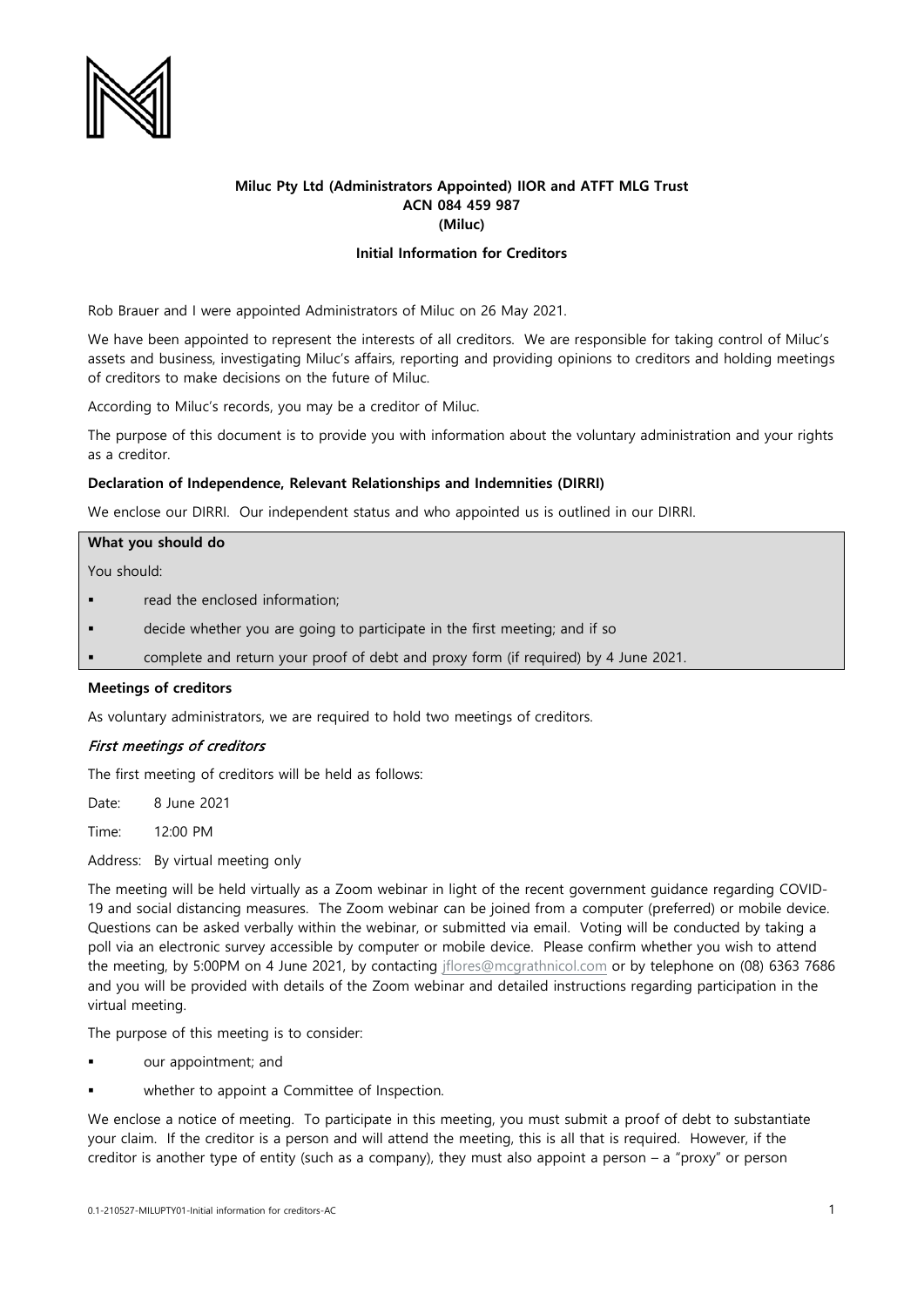**Miluc Pty Ltd (Administrators Appointed) IIOR and ATFT MLG Trust**
**ACN 084 459 987**
**(Miluc)**

**Initial Information for Creditors**

Rob Brauer and I were appointed Administrators of Miluc on 26 May 2021.

We have been appointed to represent the interests of all creditors. We are responsible for taking control of Miluc's assets and business, investigating Miluc's affairs, reporting and providing opinions to creditors and holding meetings of creditors to make decisions on the future of Miluc.

According to Miluc's records, you may be a creditor of Miluc.

The purpose of this document is to provide you with information about the voluntary administration and your rights as a creditor.

**Declaration of Independence, Relevant Relationships and Indemnities (DIRRI)**

We enclose our DIRRI. Our independent status and who appointed us is outlined in our DIRRI.

**What you should do**

You should:

- read the enclosed information;
- decide whether you are going to participate in the first meeting; and if so
- complete and return your proof of debt and proxy form (if required) by 4 June 2021.

**Meetings of creditors**

As voluntary administrators, we are required to hold two meetings of creditors.

***First meetings of creditors***

The first meeting of creditors will be held as follows:

Date: 8 June 2021

Time: 12:00 PM

Address: By virtual meeting only

The meeting will be held virtually as a Zoom webinar in light of the recent government guidance regarding COVID-19 and social distancing measures. The Zoom webinar can be joined from a computer (preferred) or mobile device. Questions can be asked verbally within the webinar, or submitted via email. Voting will be conducted by taking a poll via an electronic survey accessible by computer or mobile device. Please confirm whether you wish to attend the meeting, by 5:00PM on 4 June 2021, by contacting jflores@mcgrathnicol.com or by telephone on (08) 6363 7686 and you will be provided with details of the Zoom webinar and detailed instructions regarding participation in the virtual meeting.

The purpose of this meeting is to consider:

- our appointment; and
- whether to appoint a Committee of Inspection.

We enclose a notice of meeting. To participate in this meeting, you must submit a proof of debt to substantiate your claim. If the creditor is a person and will attend the meeting, this is all that is required. However, if the creditor is another type of entity (such as a company), they must also appoint a person – a "proxy" or person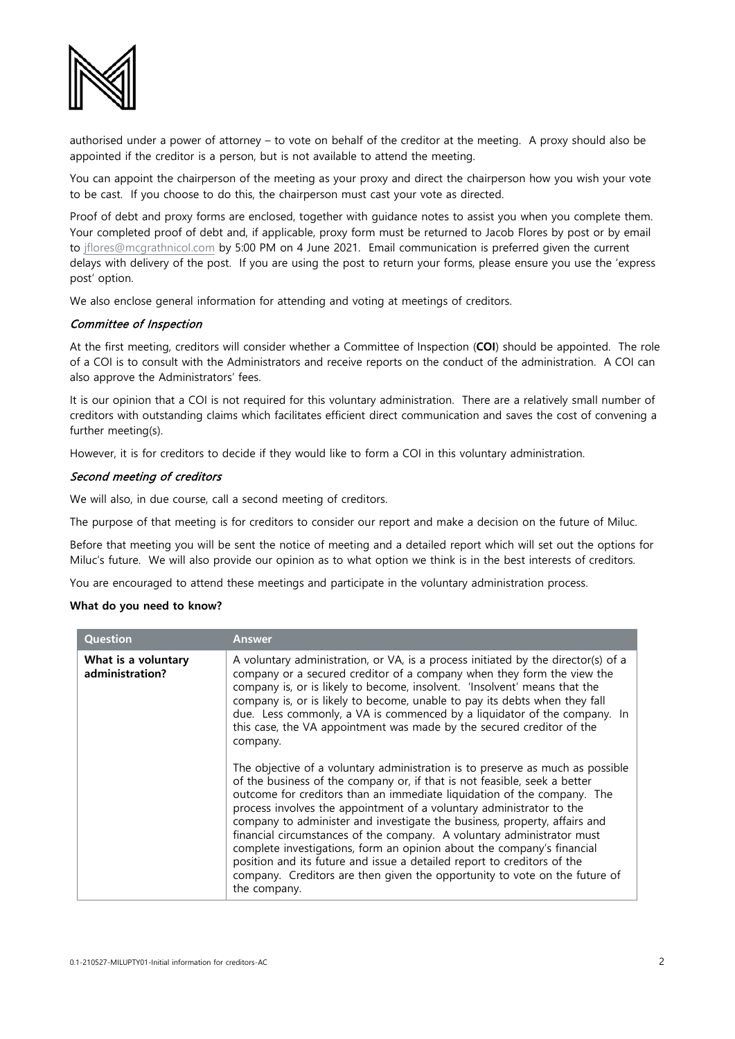authorised under a power of attorney – to vote on behalf of the creditor at the meeting. A proxy should also be appointed if the creditor is a person, but is not available to attend the meeting.

You can appoint the chairperson of the meeting as your proxy and direct the chairperson how you wish your vote to be cast. If you choose to do this, the chairperson must cast your vote as directed.

Proof of debt and proxy forms are enclosed, together with guidance notes to assist you when you complete them. Your completed proof of debt and, if applicable, proxy form must be returned to Jacob Flores by post or by email to jflores@mcgrathnicol.com by 5:00 PM on 4 June 2021. Email communication is preferred given the current delays with delivery of the post. If you are using the post to return your forms, please ensure you use the 'express post' option.

We also enclose general information for attending and voting at meetings of creditors.

### *Committee of Inspection*

At the first meeting, creditors will consider whether a Committee of Inspection (**COI**) should be appointed. The role of a COI is to consult with the Administrators and receive reports on the conduct of the administration. A COI can also approve the Administrators' fees.

It is our opinion that a COI is not required for this voluntary administration. There are a relatively small number of creditors with outstanding claims which facilitates efficient direct communication and saves the cost of convening a further meeting(s).

However, it is for creditors to decide if they would like to form a COI in this voluntary administration.

### *Second meeting of creditors*

We will also, in due course, call a second meeting of creditors.

The purpose of that meeting is for creditors to consider our report and make a decision on the future of Miluc.

Before that meeting you will be sent the notice of meeting and a detailed report which will set out the options for Miluc's future. We will also provide our opinion as to what option we think is in the best interests of creditors.

You are encouraged to attend these meetings and participate in the voluntary administration process.

**What do you need to know?**

| Question | Answer |
|---|---|
| **What is a voluntary administration?** | A voluntary administration, or VA, is a process initiated by the director(s) of a company or a secured creditor of a company when they form the view the company is, or is likely to become, insolvent. 'Insolvent' means that the company is, or is likely to become, unable to pay its debts when they fall due. Less commonly, a VA is commenced by a liquidator of the company. In this case, the VA appointment was made by the secured creditor of the company.<br><br>The objective of a voluntary administration is to preserve as much as possible of the business of the company or, if that is not feasible, seek a better outcome for creditors than an immediate liquidation of the company. The process involves the appointment of a voluntary administrator to the company to administer and investigate the business, property, affairs and financial circumstances of the company. A voluntary administrator must complete investigations, form an opinion about the company's financial position and its future and issue a detailed report to creditors of the company. Creditors are then given the opportunity to vote on the future of the company. |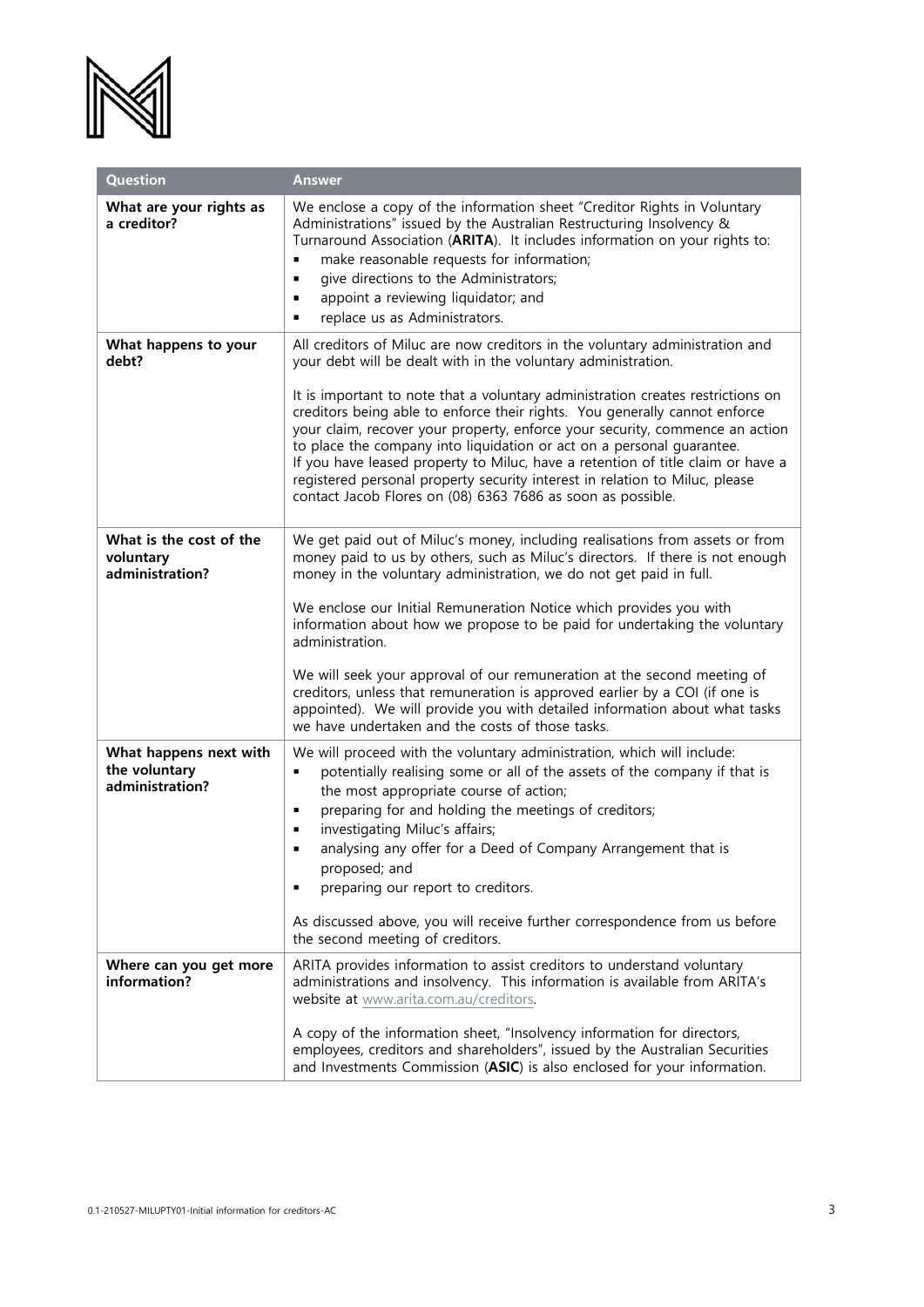| Question | Answer |
|---|---|
| **What are your rights as a creditor?** | We enclose a copy of the information sheet "Creditor Rights in Voluntary Administrations" issued by the Australian Restructuring Insolvency & Turnaround Association (**ARITA**). It includes information on your rights to:<br>▪ make reasonable requests for information;<br>▪ give directions to the Administrators;<br>▪ appoint a reviewing liquidator; and<br>▪ replace us as Administrators. |
| **What happens to your debt?** | All creditors of Miluc are now creditors in the voluntary administration and your debt will be dealt with in the voluntary administration.<br><br>It is important to note that a voluntary administration creates restrictions on creditors being able to enforce their rights. You generally cannot enforce your claim, recover your property, enforce your security, commence an action to place the company into liquidation or act on a personal guarantee.<br>If you have leased property to Miluc, have a retention of title claim or have a registered personal property security interest in relation to Miluc, please contact Jacob Flores on (08) 6363 7686 as soon as possible. |
| **What is the cost of the voluntary administration?** | We get paid out of Miluc's money, including realisations from assets or from money paid to us by others, such as Miluc's directors. If there is not enough money in the voluntary administration, we do not get paid in full.<br><br>We enclose our Initial Remuneration Notice which provides you with information about how we propose to be paid for undertaking the voluntary administration.<br><br>We will seek your approval of our remuneration at the second meeting of creditors, unless that remuneration is approved earlier by a COI (if one is appointed). We will provide you with detailed information about what tasks we have undertaken and the costs of those tasks. |
| **What happens next with the voluntary administration?** | We will proceed with the voluntary administration, which will include:<br>▪ potentially realising some or all of the assets of the company if that is the most appropriate course of action;<br>▪ preparing for and holding the meetings of creditors;<br>▪ investigating Miluc's affairs;<br>▪ analysing any offer for a Deed of Company Arrangement that is proposed; and<br>▪ preparing our report to creditors.<br><br>As discussed above, you will receive further correspondence from us before the second meeting of creditors. |
| **Where can you get more information?** | ARITA provides information to assist creditors to understand voluntary administrations and insolvency. This information is available from ARITA's website at www.arita.com.au/creditors.<br><br>A copy of the information sheet, "Insolvency information for directors, employees, creditors and shareholders", issued by the Australian Securities and Investments Commission (**ASIC**) is also enclosed for your information. |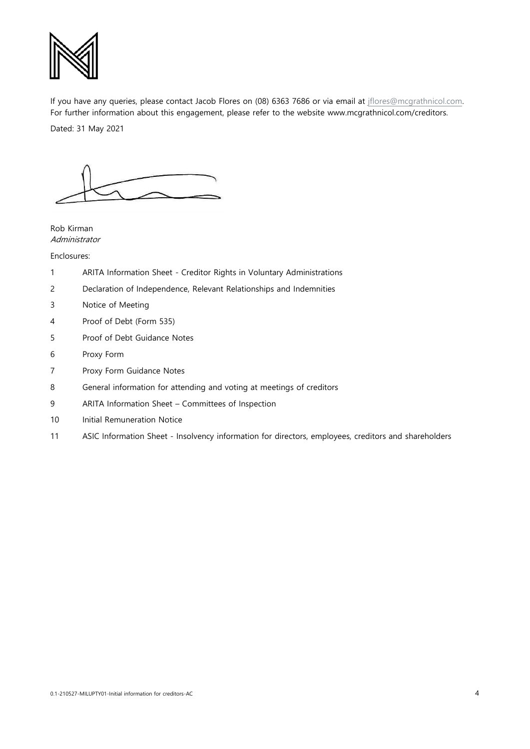If you have any queries, please contact Jacob Flores on (08) 6363 7686 or via email at jflores@mcgrathnicol.com. For further information about this engagement, please refer to the website www.mcgrathnicol.com/creditors.

Dated: 31 May 2021

Rob Kirman
*Administrator*

Enclosures:

1 ARITA Information Sheet - Creditor Rights in Voluntary Administrations

2 Declaration of Independence, Relevant Relationships and Indemnities

3 Notice of Meeting

4 Proof of Debt (Form 535)

5 Proof of Debt Guidance Notes

6 Proxy Form

7 Proxy Form Guidance Notes

8 General information for attending and voting at meetings of creditors

9 ARITA Information Sheet – Committees of Inspection

10 Initial Remuneration Notice

11 ASIC Information Sheet - Insolvency information for directors, employees, creditors and shareholders